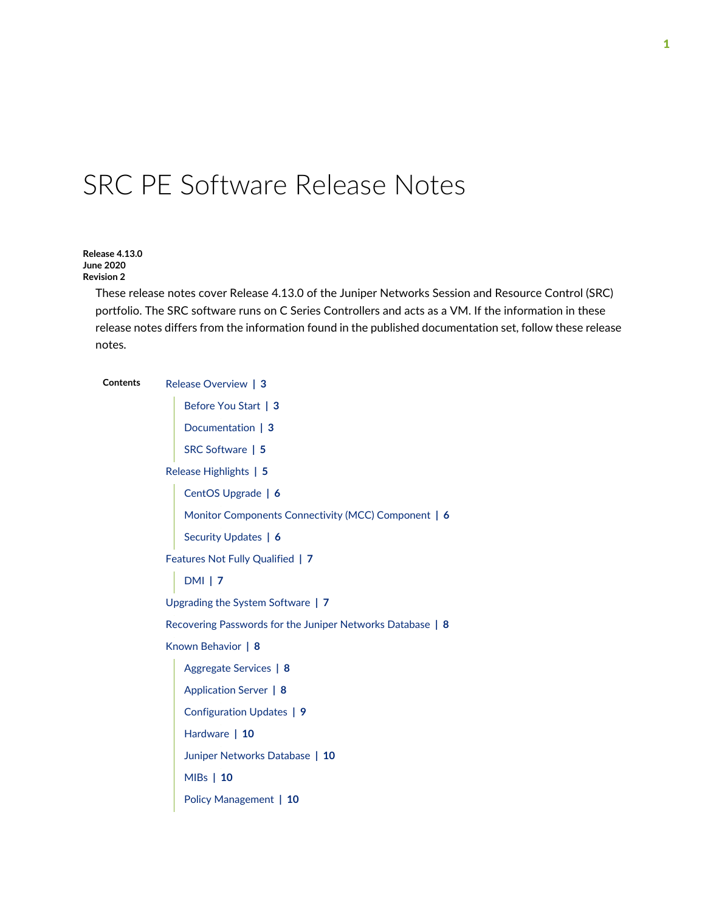# SRC PE Software Release Notes

**Release 4.13.0**
**June 2020**
**Revision 2**

These release notes cover Release 4.13.0 of the Juniper Networks Session and Resource Control (SRC) portfolio. The SRC software runs on C Series Controllers and acts as a VM. If the information in these release notes differs from the information found in the published documentation set, follow these release notes.

**Contents**

- Release Overview | 3
  - Before You Start | 3
  - Documentation | 3
  - SRC Software | 5
- Release Highlights | 5
  - CentOS Upgrade | 6
  - Monitor Components Connectivity (MCC) Component | 6
  - Security Updates | 6
- Features Not Fully Qualified | 7
  - DMI | 7
- Upgrading the System Software | 7
- Recovering Passwords for the Juniper Networks Database | 8
- Known Behavior | 8
  - Aggregate Services | 8
  - Application Server | 8
  - Configuration Updates | 9
  - Hardware | 10
  - Juniper Networks Database | 10
  - MIBs | 10
  - Policy Management | 10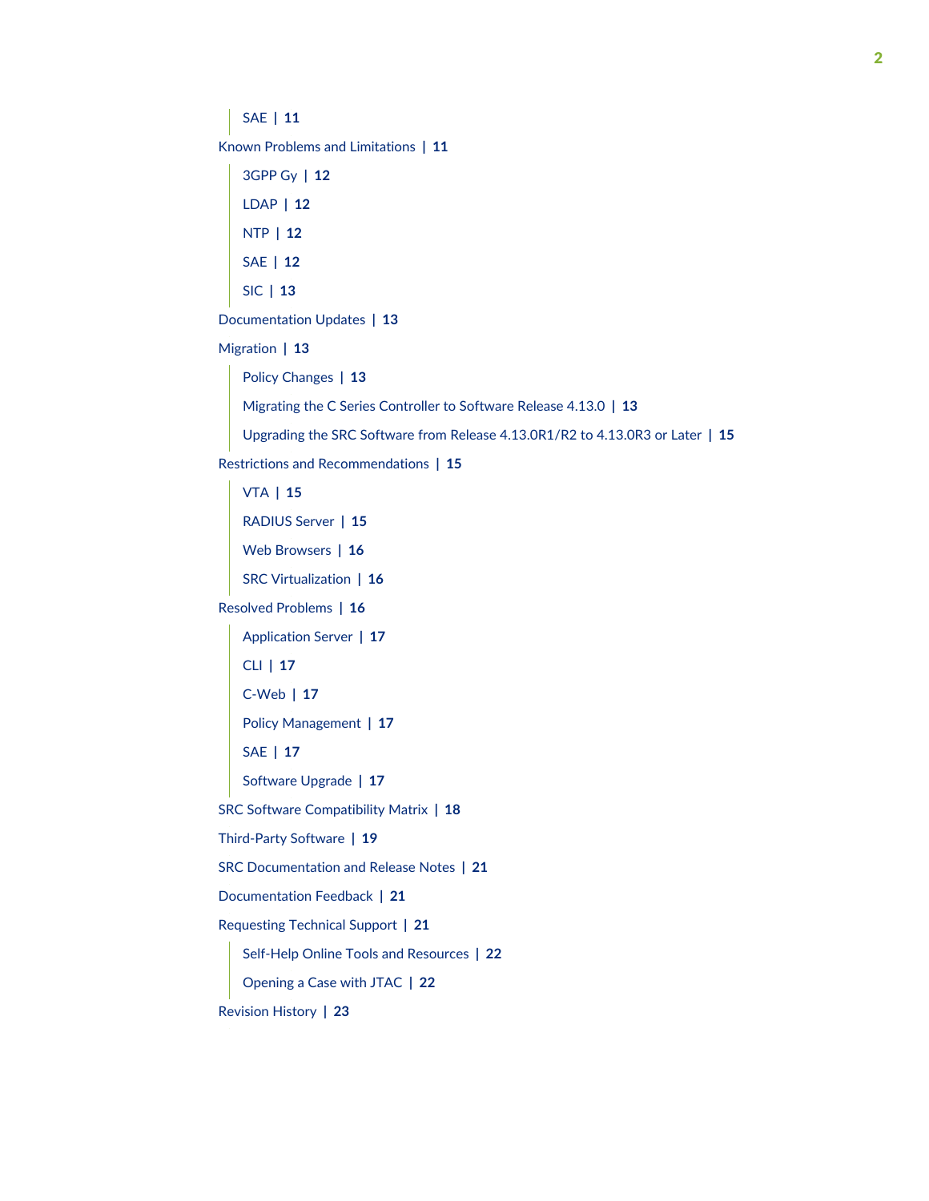- SAE | 11

Known Problems and Limitations | 11

- 3GPP Gy | 12
- LDAP | 12
- NTP | 12
- SAE | 12
- SIC | 13

Documentation Updates | 13

Migration | 13

- Policy Changes | 13
- Migrating the C Series Controller to Software Release 4.13.0 | 13
- Upgrading the SRC Software from Release 4.13.0R1/R2 to 4.13.0R3 or Later | 15

Restrictions and Recommendations | 15

- VTA | 15
- RADIUS Server | 15
- Web Browsers | 16
- SRC Virtualization | 16

Resolved Problems | 16

- Application Server | 17
- CLI | 17
- C-Web | 17
- Policy Management | 17
- SAE | 17
- Software Upgrade | 17

SRC Software Compatibility Matrix | 18

Third-Party Software | 19

SRC Documentation and Release Notes | 21

Documentation Feedback | 21

Requesting Technical Support | 21

- Self-Help Online Tools and Resources | 22
- Opening a Case with JTAC | 22

Revision History | 23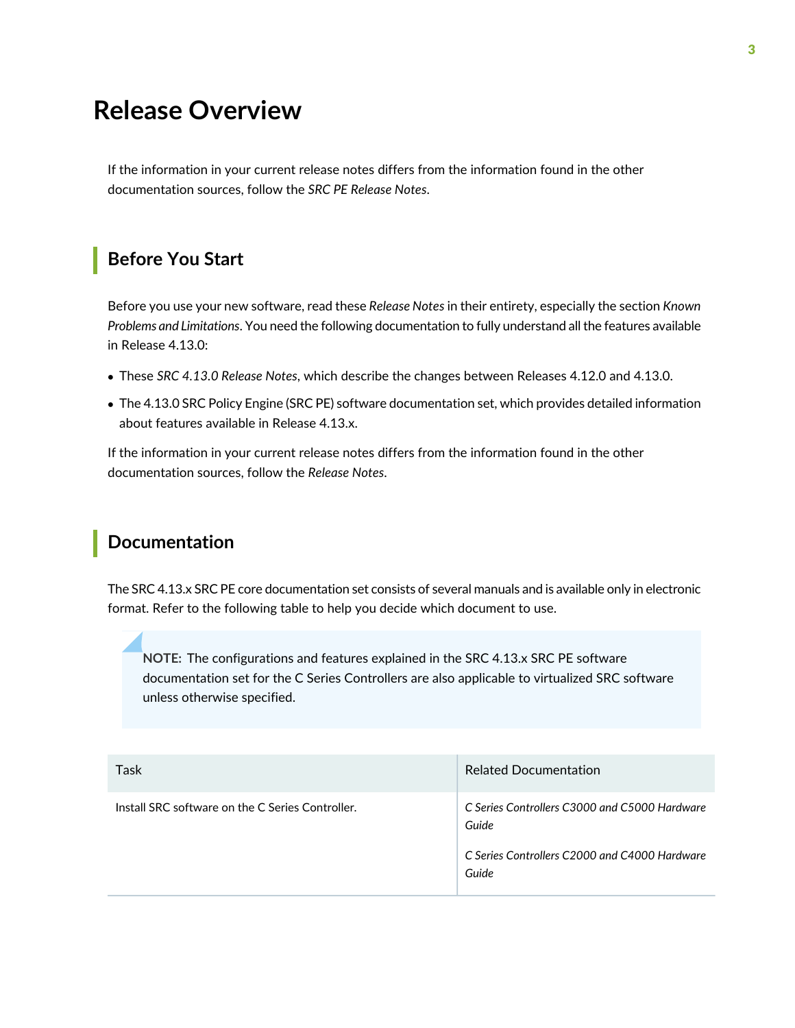# Release Overview

If the information in your current release notes differs from the information found in the other documentation sources, follow the *SRC PE Release Notes*.

## Before You Start

Before you use your new software, read these *Release Notes* in their entirety, especially the section *Known Problems and Limitations*. You need the following documentation to fully understand all the features available in Release 4.13.0:

- These *SRC 4.13.0 Release Notes*, which describe the changes between Releases 4.12.0 and 4.13.0.
- The 4.13.0 SRC Policy Engine (SRC PE) software documentation set, which provides detailed information about features available in Release 4.13.x.

If the information in your current release notes differs from the information found in the other documentation sources, follow the *Release Notes*.

## Documentation

The SRC 4.13.x SRC PE core documentation set consists of several manuals and is available only in electronic format. Refer to the following table to help you decide which document to use.

> **NOTE:** The configurations and features explained in the SRC 4.13.x SRC PE software documentation set for the C Series Controllers are also applicable to virtualized SRC software unless otherwise specified.

| Task | Related Documentation |
|---|---|
| Install SRC software on the C Series Controller. | *C Series Controllers C3000 and C5000 Hardware Guide*<br><br>*C Series Controllers C2000 and C4000 Hardware Guide* |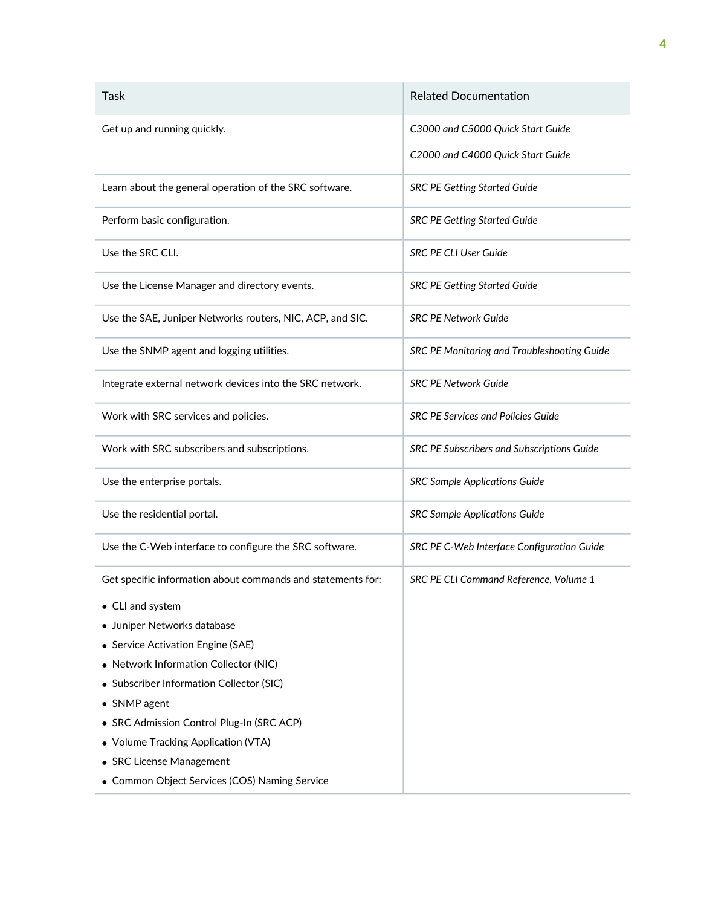| Task | Related Documentation |
| --- | --- |
| Get up and running quickly. | *C3000 and C5000 Quick Start Guide*<br><br>*C2000 and C4000 Quick Start Guide* |
| Learn about the general operation of the SRC software. | *SRC PE Getting Started Guide* |
| Perform basic configuration. | *SRC PE Getting Started Guide* |
| Use the SRC CLI. | *SRC PE CLI User Guide* |
| Use the License Manager and directory events. | *SRC PE Getting Started Guide* |
| Use the SAE, Juniper Networks routers, NIC, ACP, and SIC. | *SRC PE Network Guide* |
| Use the SNMP agent and logging utilities. | *SRC PE Monitoring and Troubleshooting Guide* |
| Integrate external network devices into the SRC network. | *SRC PE Network Guide* |
| Work with SRC services and policies. | *SRC PE Services and Policies Guide* |
| Work with SRC subscribers and subscriptions. | *SRC PE Subscribers and Subscriptions Guide* |
| Use the enterprise portals. | *SRC Sample Applications Guide* |
| Use the residential portal. | *SRC Sample Applications Guide* |
| Use the C-Web interface to configure the SRC software. | *SRC PE C-Web Interface Configuration Guide* |
| Get specific information about commands and statements for:<br><br>• CLI and system<br>• Juniper Networks database<br>• Service Activation Engine (SAE)<br>• Network Information Collector (NIC)<br>• Subscriber Information Collector (SIC)<br>• SNMP agent<br>• SRC Admission Control Plug-In (SRC ACP)<br>• Volume Tracking Application (VTA)<br>• SRC License Management<br>• Common Object Services (COS) Naming Service | *SRC PE CLI Command Reference, Volume 1* |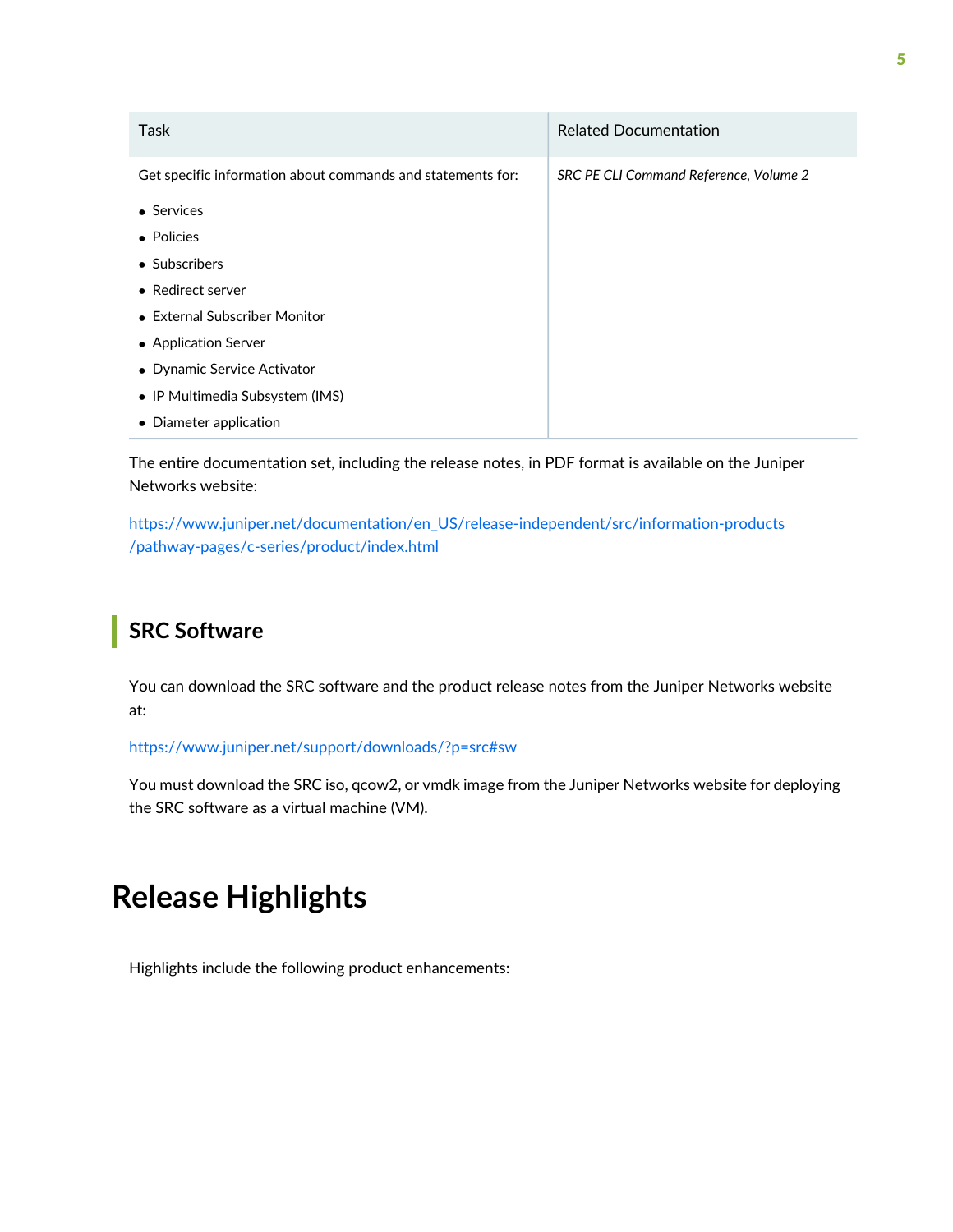| Task | Related Documentation |
|---|---|
| Get specific information about commands and statements for:<br>• Services<br>• Policies<br>• Subscribers<br>• Redirect server<br>• External Subscriber Monitor<br>• Application Server<br>• Dynamic Service Activator<br>• IP Multimedia Subsystem (IMS)<br>• Diameter application | *SRC PE CLI Command Reference, Volume 2* |

The entire documentation set, including the release notes, in PDF format is available on the Juniper Networks website:

https://www.juniper.net/documentation/en_US/release-independent/src/information-products/pathway-pages/c-series/product/index.html

## SRC Software

You can download the SRC software and the product release notes from the Juniper Networks website at:

https://www.juniper.net/support/downloads/?p=src#sw

You must download the SRC iso, qcow2, or vmdk image from the Juniper Networks website for deploying the SRC software as a virtual machine (VM).

# Release Highlights

Highlights include the following product enhancements: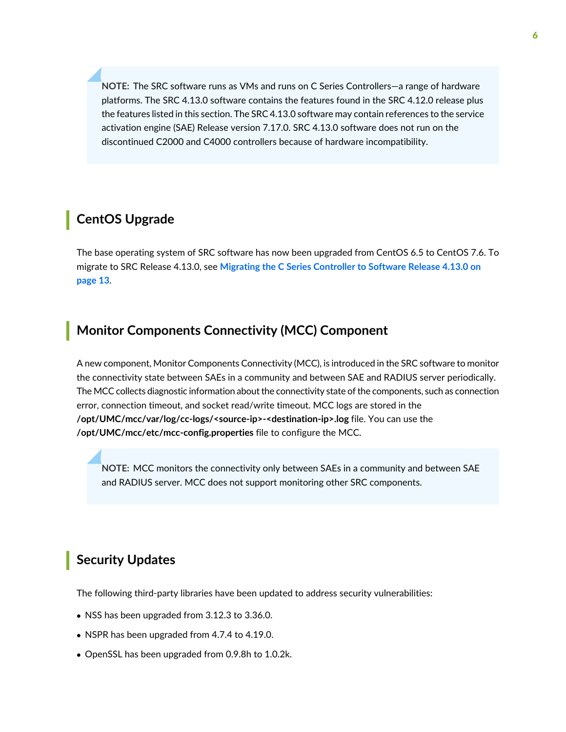**NOTE:** The SRC software runs as VMs and runs on C Series Controllers—a range of hardware platforms. The SRC 4.13.0 software contains the features found in the SRC 4.12.0 release plus the features listed in this section. The SRC 4.13.0 software may contain references to the service activation engine (SAE) Release version 7.17.0. SRC 4.13.0 software does not run on the discontinued C2000 and C4000 controllers because of hardware incompatibility.

## CentOS Upgrade

The base operating system of SRC software has now been upgraded from CentOS 6.5 to CentOS 7.6. To migrate to SRC Release 4.13.0, see **Migrating the C Series Controller to Software Release 4.13.0 on page 13**.

## Monitor Components Connectivity (MCC) Component

A new component, Monitor Components Connectivity (MCC), is introduced in the SRC software to monitor the connectivity state between SAEs in a community and between SAE and RADIUS server periodically. The MCC collects diagnostic information about the connectivity state of the components, such as connection error, connection timeout, and socket read/write timeout. MCC logs are stored in the **/opt/UMC/mcc/var/log/cc-logs/<source-ip>-<destination-ip>.log** file. You can use the **/opt/UMC/mcc/etc/mcc-config.properties** file to configure the MCC.

**NOTE:** MCC monitors the connectivity only between SAEs in a community and between SAE and RADIUS server. MCC does not support monitoring other SRC components.

## Security Updates

The following third-party libraries have been updated to address security vulnerabilities:

- NSS has been upgraded from 3.12.3 to 3.36.0.
- NSPR has been upgraded from 4.7.4 to 4.19.0.
- OpenSSL has been upgraded from 0.9.8h to 1.0.2k.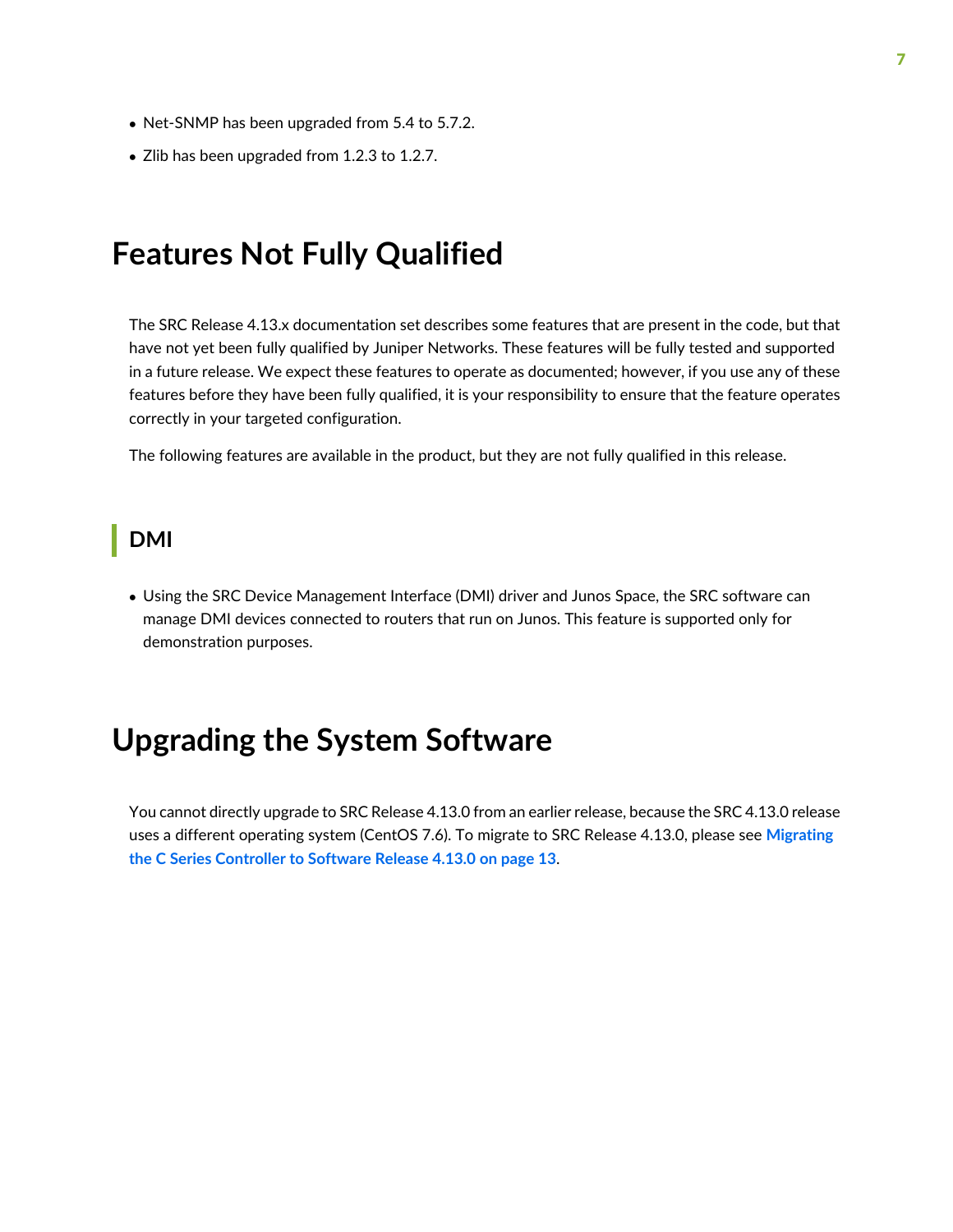- Net-SNMP has been upgraded from 5.4 to 5.7.2.
- Zlib has been upgraded from 1.2.3 to 1.2.7.

# Features Not Fully Qualified

The SRC Release 4.13.x documentation set describes some features that are present in the code, but that have not yet been fully qualified by Juniper Networks. These features will be fully tested and supported in a future release. We expect these features to operate as documented; however, if you use any of these features before they have been fully qualified, it is your responsibility to ensure that the feature operates correctly in your targeted configuration.

The following features are available in the product, but they are not fully qualified in this release.

## DMI

- Using the SRC Device Management Interface (DMI) driver and Junos Space, the SRC software can manage DMI devices connected to routers that run on Junos. This feature is supported only for demonstration purposes.

# Upgrading the System Software

You cannot directly upgrade to SRC Release 4.13.0 from an earlier release, because the SRC 4.13.0 release uses a different operating system (CentOS 7.6). To migrate to SRC Release 4.13.0, please see **Migrating the C Series Controller to Software Release 4.13.0 on page 13**.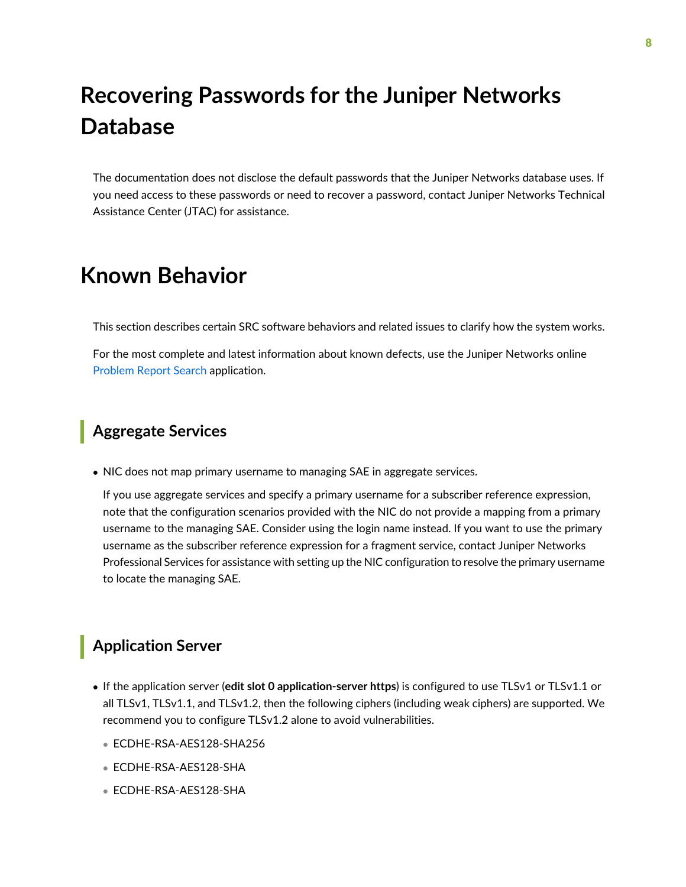# Recovering Passwords for the Juniper Networks Database

The documentation does not disclose the default passwords that the Juniper Networks database uses. If you need access to these passwords or need to recover a password, contact Juniper Networks Technical Assistance Center (JTAC) for assistance.

# Known Behavior

This section describes certain SRC software behaviors and related issues to clarify how the system works.

For the most complete and latest information about known defects, use the Juniper Networks online Problem Report Search application.

## Aggregate Services

- NIC does not map primary username to managing SAE in aggregate services.

  If you use aggregate services and specify a primary username for a subscriber reference expression, note that the configuration scenarios provided with the NIC do not provide a mapping from a primary username to the managing SAE. Consider using the login name instead. If you want to use the primary username as the subscriber reference expression for a fragment service, contact Juniper Networks Professional Services for assistance with setting up the NIC configuration to resolve the primary username to locate the managing SAE.

## Application Server

- If the application server (**edit slot 0 application-server https**) is configured to use TLSv1 or TLSv1.1 or all TLSv1, TLSv1.1, and TLSv1.2, then the following ciphers (including weak ciphers) are supported. We recommend you to configure TLSv1.2 alone to avoid vulnerabilities.
  - ECDHE-RSA-AES128-SHA256
  - ECDHE-RSA-AES128-SHA
  - ECDHE-RSA-AES128-SHA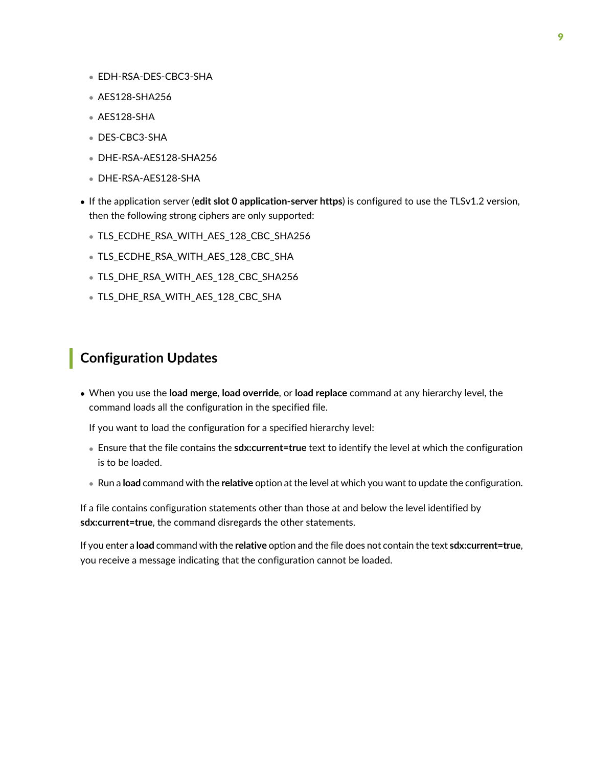- EDH-RSA-DES-CBC3-SHA
  - AES128-SHA256
  - AES128-SHA
  - DES-CBC3-SHA
  - DHE-RSA-AES128-SHA256
  - DHE-RSA-AES128-SHA

- If the application server (**edit slot 0 application-server https**) is configured to use the TLSv1.2 version, then the following strong ciphers are only supported:
  - TLS_ECDHE_RSA_WITH_AES_128_CBC_SHA256
  - TLS_ECDHE_RSA_WITH_AES_128_CBC_SHA
  - TLS_DHE_RSA_WITH_AES_128_CBC_SHA256
  - TLS_DHE_RSA_WITH_AES_128_CBC_SHA

## Configuration Updates

- When you use the **load merge**, **load override**, or **load replace** command at any hierarchy level, the command loads all the configuration in the specified file.

  If you want to load the configuration for a specified hierarchy level:

  - Ensure that the file contains the **sdx:current=true** text to identify the level at which the configuration is to be loaded.
  - Run a **load** command with the **relative** option at the level at which you want to update the configuration.

If a file contains configuration statements other than those at and below the level identified by **sdx:current=true**, the command disregards the other statements.

If you enter a **load** command with the **relative** option and the file does not contain the text **sdx:current=true**, you receive a message indicating that the configuration cannot be loaded.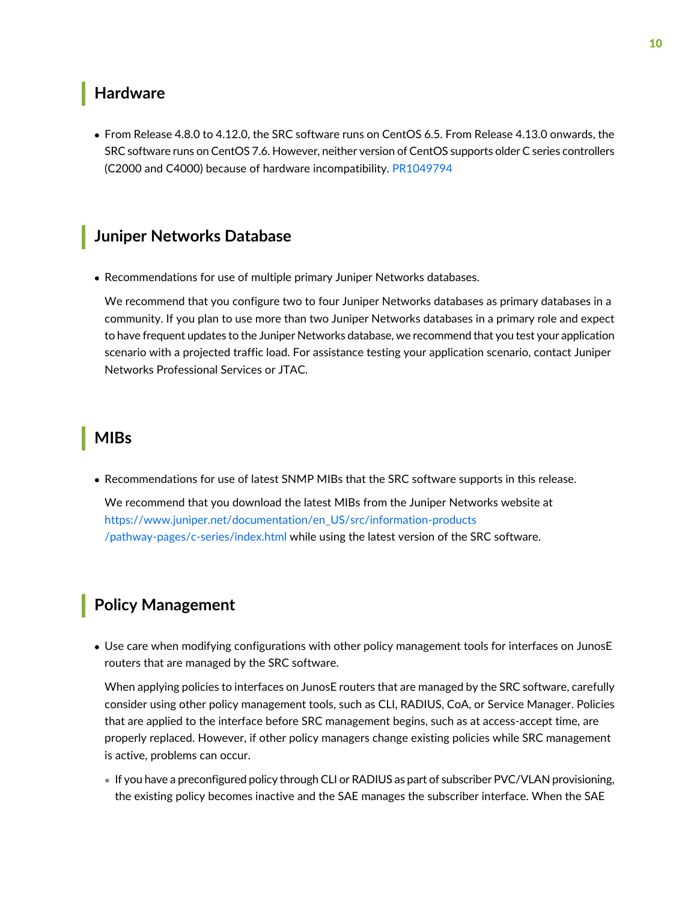## Hardware

- From Release 4.8.0 to 4.12.0, the SRC software runs on CentOS 6.5. From Release 4.13.0 onwards, the SRC software runs on CentOS 7.6. However, neither version of CentOS supports older C series controllers (C2000 and C4000) because of hardware incompatibility. PR1049794

## Juniper Networks Database

- Recommendations for use of multiple primary Juniper Networks databases.

  We recommend that you configure two to four Juniper Networks databases as primary databases in a community. If you plan to use more than two Juniper Networks databases in a primary role and expect to have frequent updates to the Juniper Networks database, we recommend that you test your application scenario with a projected traffic load. For assistance testing your application scenario, contact Juniper Networks Professional Services or JTAC.

## MIBs

- Recommendations for use of latest SNMP MIBs that the SRC software supports in this release.

  We recommend that you download the latest MIBs from the Juniper Networks website at https://www.juniper.net/documentation/en_US/src/information-products/pathway-pages/c-series/index.html while using the latest version of the SRC software.

## Policy Management

- Use care when modifying configurations with other policy management tools for interfaces on JunosE routers that are managed by the SRC software.

  When applying policies to interfaces on JunosE routers that are managed by the SRC software, carefully consider using other policy management tools, such as CLI, RADIUS, CoA, or Service Manager. Policies that are applied to the interface before SRC management begins, such as at access-accept time, are properly replaced. However, if other policy managers change existing policies while SRC management is active, problems can occur.

  - If you have a preconfigured policy through CLI or RADIUS as part of subscriber PVC/VLAN provisioning, the existing policy becomes inactive and the SAE manages the subscriber interface. When the SAE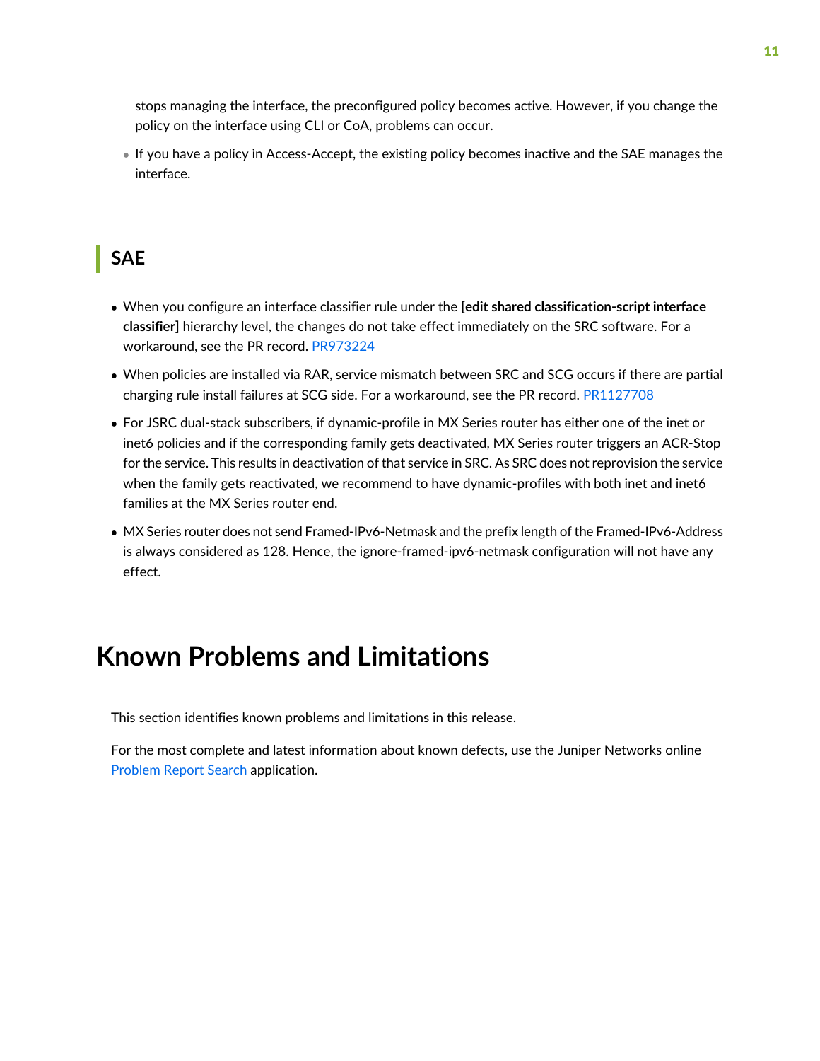stops managing the interface, the preconfigured policy becomes active. However, if you change the policy on the interface using CLI or CoA, problems can occur.

- If you have a policy in Access-Accept, the existing policy becomes inactive and the SAE manages the interface.

## SAE

- When you configure an interface classifier rule under the **[edit shared classification-script interface classifier]** hierarchy level, the changes do not take effect immediately on the SRC software. For a workaround, see the PR record. PR973224
- When policies are installed via RAR, service mismatch between SRC and SCG occurs if there are partial charging rule install failures at SCG side. For a workaround, see the PR record. PR1127708
- For JSRC dual-stack subscribers, if dynamic-profile in MX Series router has either one of the inet or inet6 policies and if the corresponding family gets deactivated, MX Series router triggers an ACR-Stop for the service. This results in deactivation of that service in SRC. As SRC does not reprovision the service when the family gets reactivated, we recommend to have dynamic-profiles with both inet and inet6 families at the MX Series router end.
- MX Series router does not send Framed-IPv6-Netmask and the prefix length of the Framed-IPv6-Address is always considered as 128. Hence, the ignore-framed-ipv6-netmask configuration will not have any effect.

# Known Problems and Limitations

This section identifies known problems and limitations in this release.

For the most complete and latest information about known defects, use the Juniper Networks online Problem Report Search application.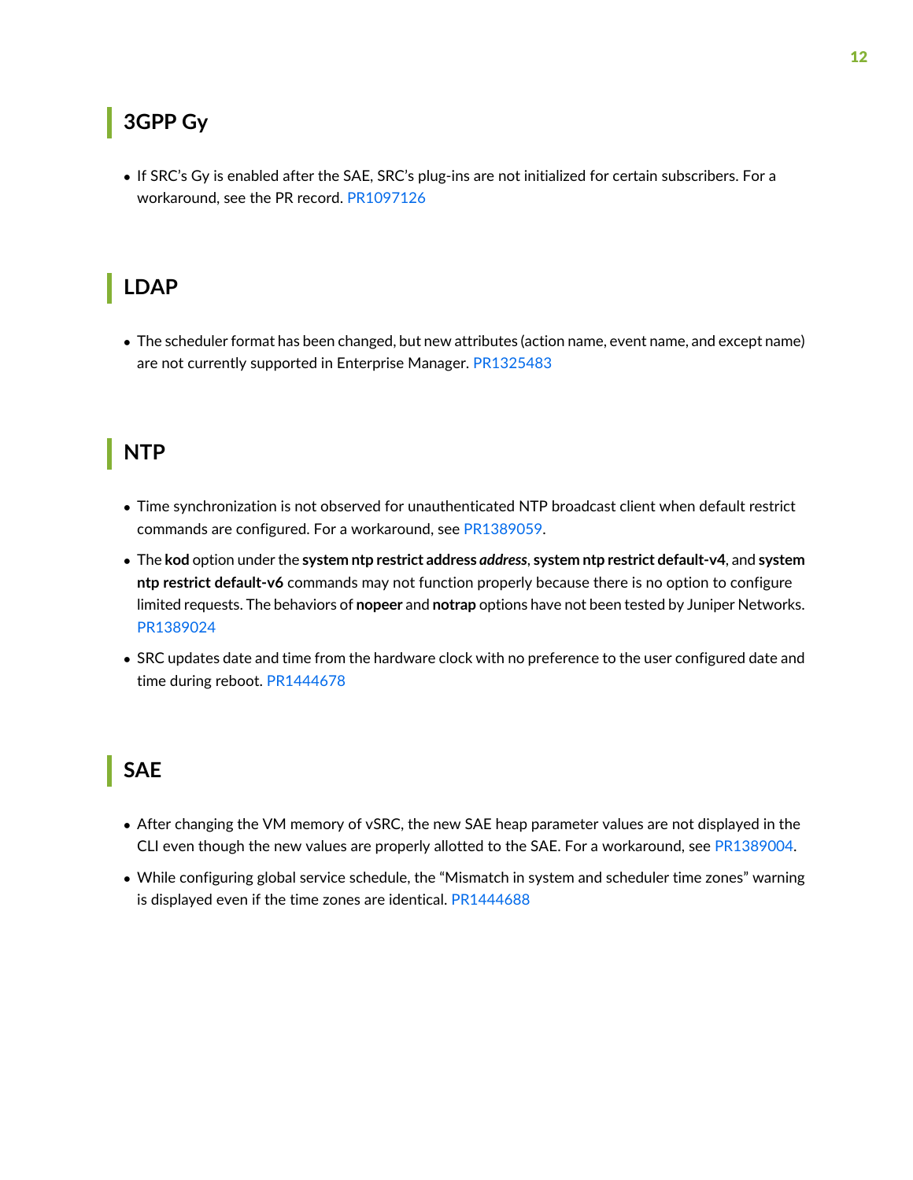## 3GPP Gy

- If SRC's Gy is enabled after the SAE, SRC's plug-ins are not initialized for certain subscribers. For a workaround, see the PR record. PR1097126

## LDAP

- The scheduler format has been changed, but new attributes (action name, event name, and except name) are not currently supported in Enterprise Manager. PR1325483

## NTP

- Time synchronization is not observed for unauthenticated NTP broadcast client when default restrict commands are configured. For a workaround, see PR1389059.
- The **kod** option under the **system ntp restrict address *address***, **system ntp restrict default-v4**, and **system ntp restrict default-v6** commands may not function properly because there is no option to configure limited requests. The behaviors of **nopeer** and **notrap** options have not been tested by Juniper Networks. PR1389024
- SRC updates date and time from the hardware clock with no preference to the user configured date and time during reboot. PR1444678

## SAE

- After changing the VM memory of vSRC, the new SAE heap parameter values are not displayed in the CLI even though the new values are properly allotted to the SAE. For a workaround, see PR1389004.
- While configuring global service schedule, the "Mismatch in system and scheduler time zones" warning is displayed even if the time zones are identical. PR1444688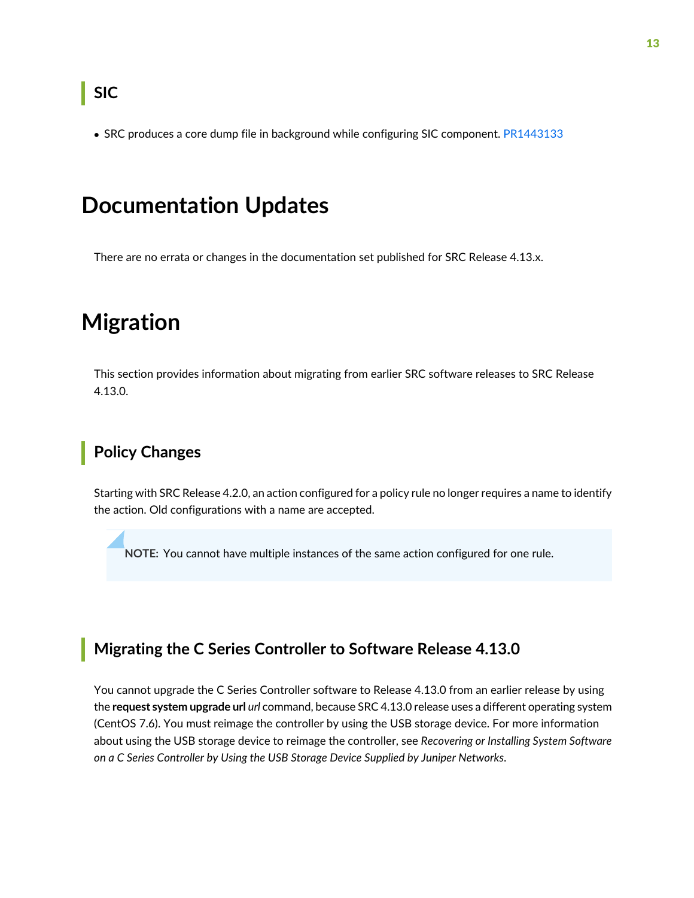### SIC

- SRC produces a core dump file in background while configuring SIC component. PR1443133

## Documentation Updates

There are no errata or changes in the documentation set published for SRC Release 4.13.x.

## Migration

This section provides information about migrating from earlier SRC software releases to SRC Release 4.13.0.

### Policy Changes

Starting with SRC Release 4.2.0, an action configured for a policy rule no longer requires a name to identify the action. Old configurations with a name are accepted.

> **NOTE:** You cannot have multiple instances of the same action configured for one rule.

### Migrating the C Series Controller to Software Release 4.13.0

You cannot upgrade the C Series Controller software to Release 4.13.0 from an earlier release by using the **request system upgrade url** *url* command, because SRC 4.13.0 release uses a different operating system (CentOS 7.6). You must reimage the controller by using the USB storage device. For more information about using the USB storage device to reimage the controller, see *Recovering or Installing System Software on a C Series Controller by Using the USB Storage Device Supplied by Juniper Networks*.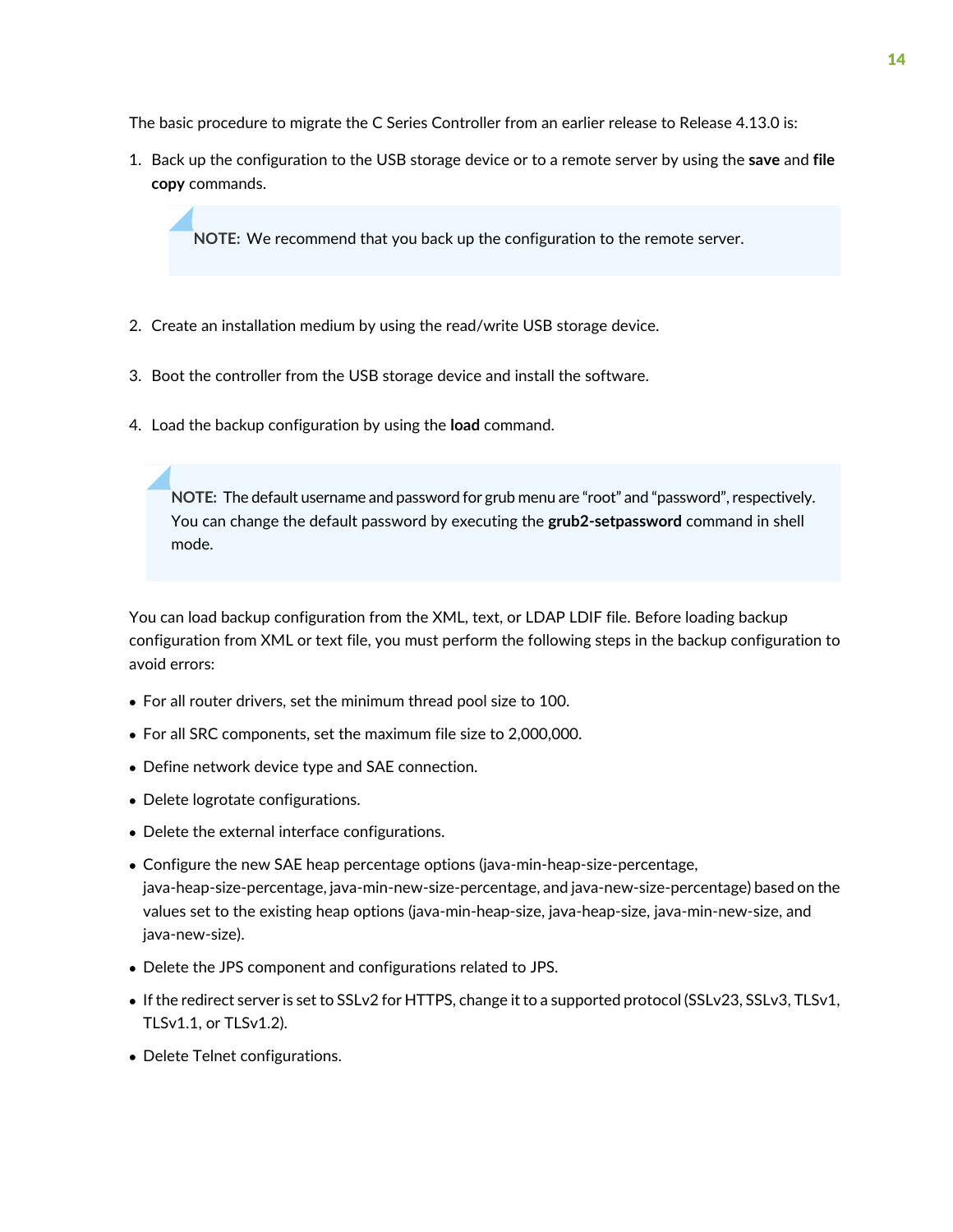The basic procedure to migrate the C Series Controller from an earlier release to Release 4.13.0 is:

1. Back up the configuration to the USB storage device or to a remote server by using the **save** and **file copy** commands.

   > **NOTE:** We recommend that you back up the configuration to the remote server.

2. Create an installation medium by using the read/write USB storage device.

3. Boot the controller from the USB storage device and install the software.

4. Load the backup configuration by using the **load** command.

> **NOTE:** The default username and password for grub menu are “root” and “password”, respectively. You can change the default password by executing the **grub2-setpassword** command in shell mode.

You can load backup configuration from the XML, text, or LDAP LDIF file. Before loading backup configuration from XML or text file, you must perform the following steps in the backup configuration to avoid errors:

- For all router drivers, set the minimum thread pool size to 100.
- For all SRC components, set the maximum file size to 2,000,000.
- Define network device type and SAE connection.
- Delete logrotate configurations.
- Delete the external interface configurations.
- Configure the new SAE heap percentage options (java-min-heap-size-percentage, java-heap-size-percentage, java-min-new-size-percentage, and java-new-size-percentage) based on the values set to the existing heap options (java-min-heap-size, java-heap-size, java-min-new-size, and java-new-size).
- Delete the JPS component and configurations related to JPS.
- If the redirect server is set to SSLv2 for HTTPS, change it to a supported protocol (SSLv23, SSLv3, TLSv1, TLSv1.1, or TLSv1.2).
- Delete Telnet configurations.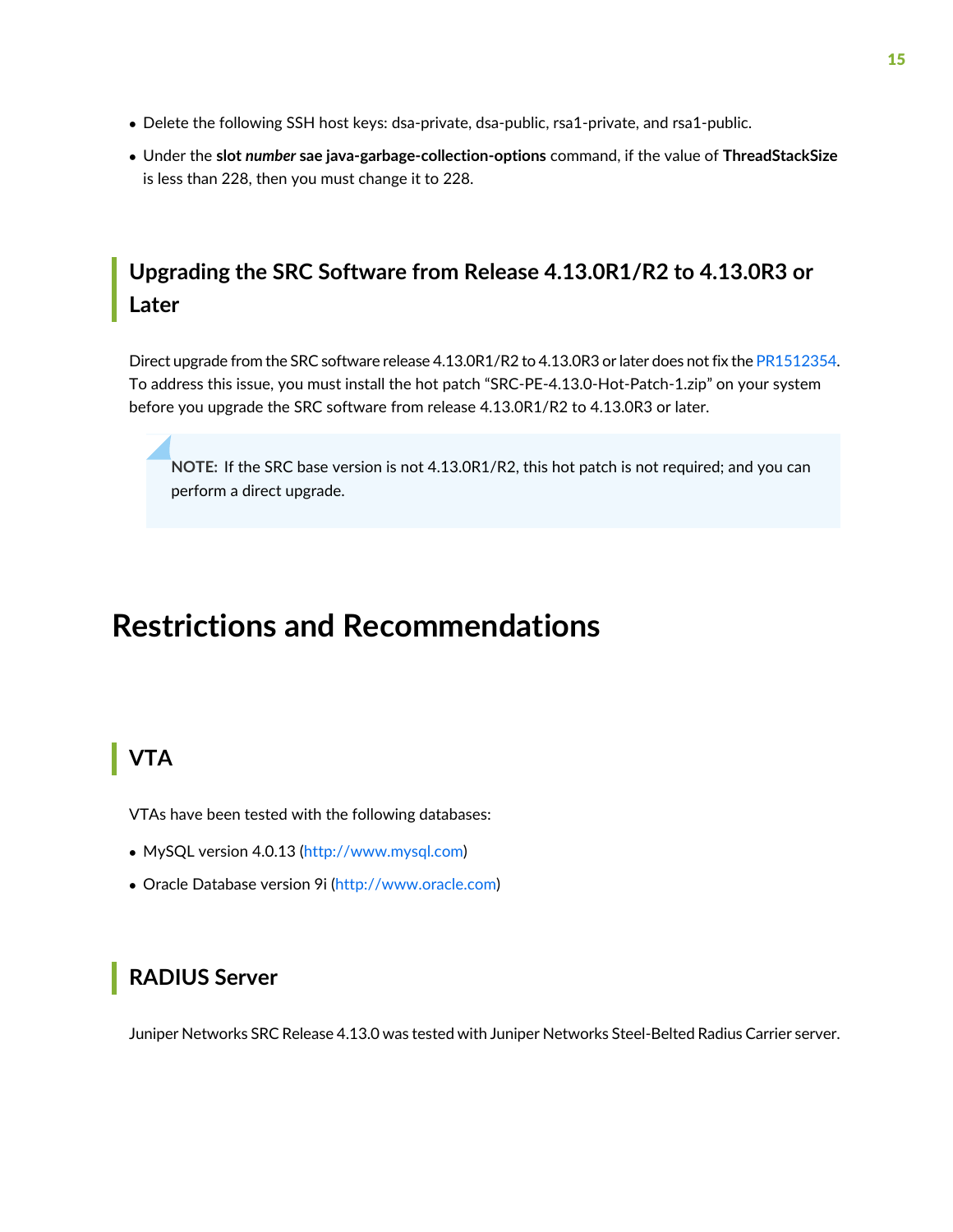- Delete the following SSH host keys: dsa-private, dsa-public, rsa1-private, and rsa1-public.
- Under the **slot *number* sae java-garbage-collection-options** command, if the value of **ThreadStackSize** is less than 228, then you must change it to 228.

## Upgrading the SRC Software from Release 4.13.0R1/R2 to 4.13.0R3 or Later

Direct upgrade from the SRC software release 4.13.0R1/R2 to 4.13.0R3 or later does not fix the PR1512354. To address this issue, you must install the hot patch "SRC-PE-4.13.0-Hot-Patch-1.zip" on your system before you upgrade the SRC software from release 4.13.0R1/R2 to 4.13.0R3 or later.

> **NOTE:** If the SRC base version is not 4.13.0R1/R2, this hot patch is not required; and you can perform a direct upgrade.

# Restrictions and Recommendations

## VTA

VTAs have been tested with the following databases:

- MySQL version 4.0.13 (http://www.mysql.com)
- Oracle Database version 9i (http://www.oracle.com)

## RADIUS Server

Juniper Networks SRC Release 4.13.0 was tested with Juniper Networks Steel-Belted Radius Carrier server.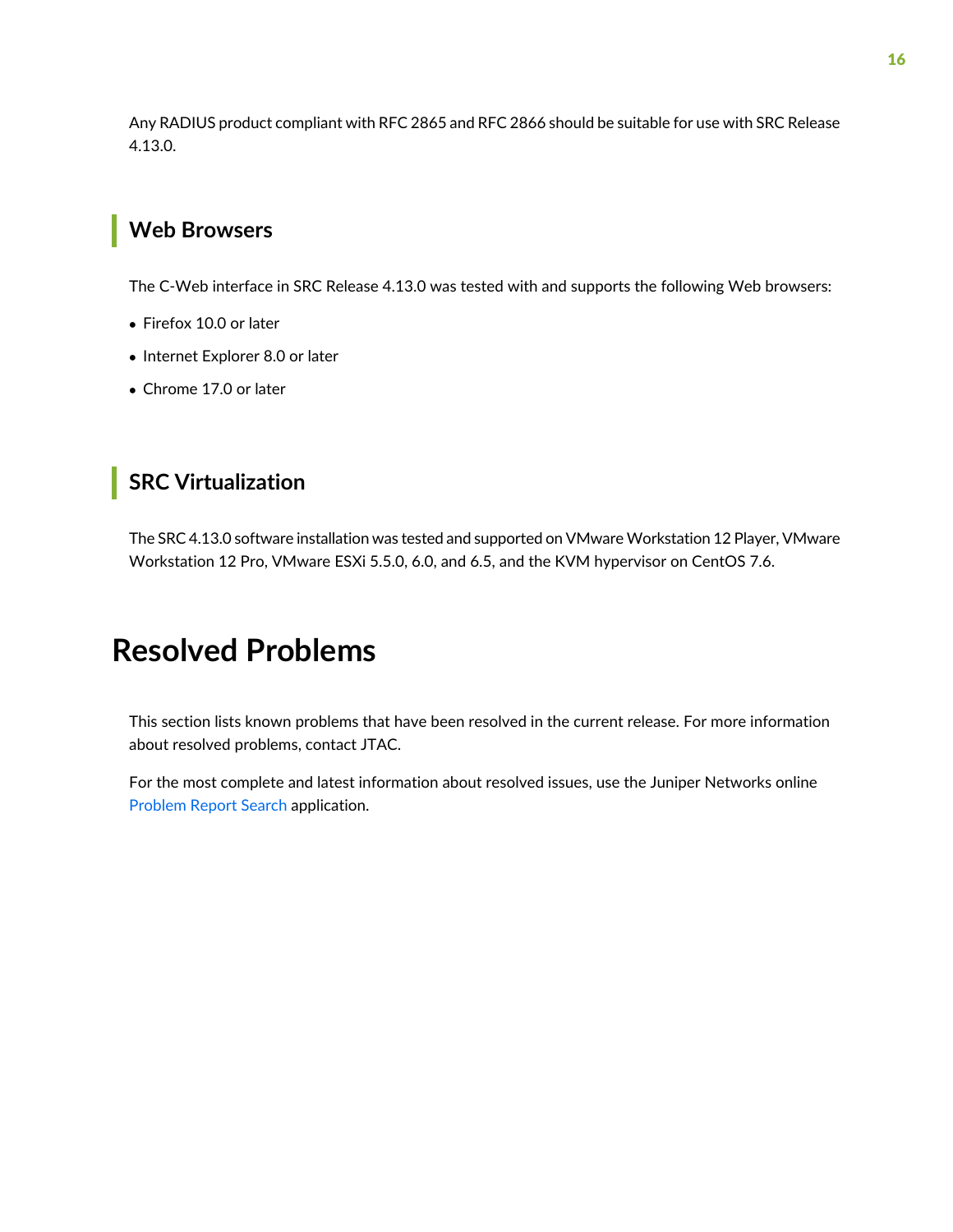Any RADIUS product compliant with RFC 2865 and RFC 2866 should be suitable for use with SRC Release 4.13.0.

## Web Browsers

The C-Web interface in SRC Release 4.13.0 was tested with and supports the following Web browsers:

- Firefox 10.0 or later
- Internet Explorer 8.0 or later
- Chrome 17.0 or later

## SRC Virtualization

The SRC 4.13.0 software installation was tested and supported on VMware Workstation 12 Player, VMware Workstation 12 Pro, VMware ESXi 5.5.0, 6.0, and 6.5, and the KVM hypervisor on CentOS 7.6.

# Resolved Problems

This section lists known problems that have been resolved in the current release. For more information about resolved problems, contact JTAC.

For the most complete and latest information about resolved issues, use the Juniper Networks online Problem Report Search application.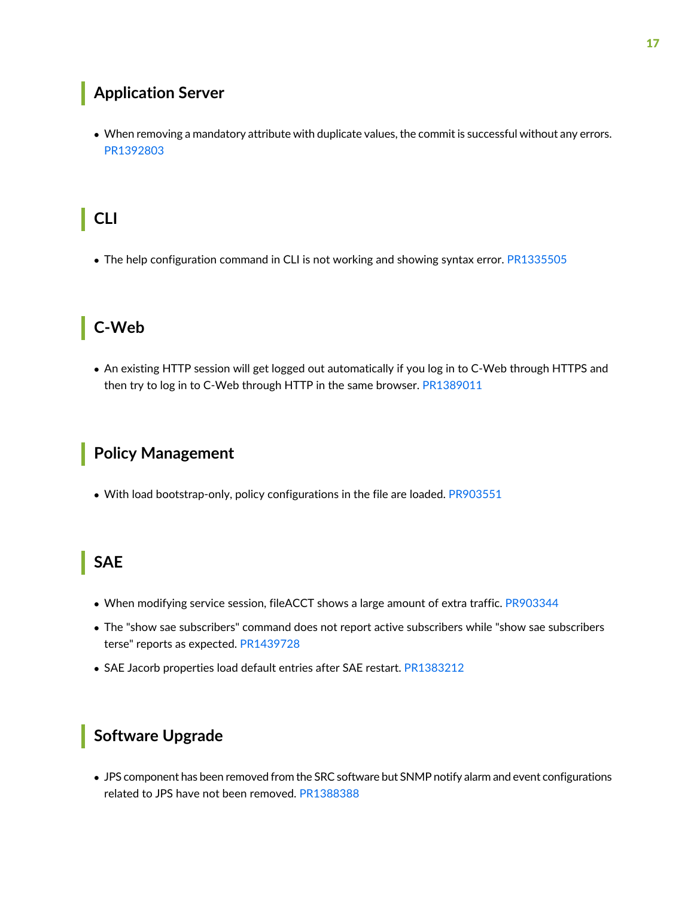## Application Server

- When removing a mandatory attribute with duplicate values, the commit is successful without any errors. PR1392803

## CLI

- The help configuration command in CLI is not working and showing syntax error. PR1335505

## C-Web

- An existing HTTP session will get logged out automatically if you log in to C-Web through HTTPS and then try to log in to C-Web through HTTP in the same browser. PR1389011

## Policy Management

- With load bootstrap-only, policy configurations in the file are loaded. PR903551

## SAE

- When modifying service session, fileACCT shows a large amount of extra traffic. PR903344
- The "show sae subscribers" command does not report active subscribers while "show sae subscribers terse" reports as expected. PR1439728
- SAE Jacorb properties load default entries after SAE restart. PR1383212

## Software Upgrade

- JPS component has been removed from the SRC software but SNMP notify alarm and event configurations related to JPS have not been removed. PR1388388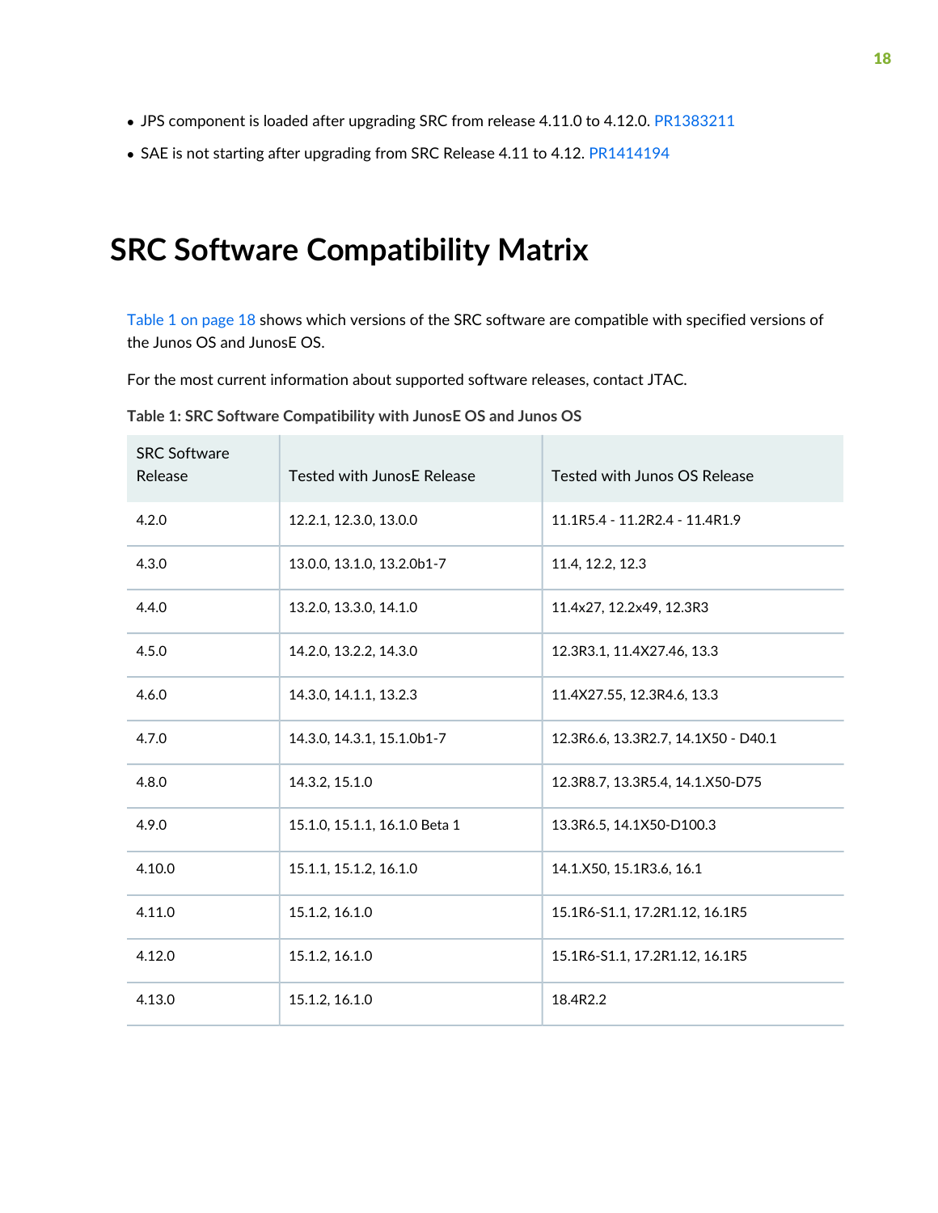- JPS component is loaded after upgrading SRC from release 4.11.0 to 4.12.0. PR1383211
- SAE is not starting after upgrading from SRC Release 4.11 to 4.12. PR1414194

# SRC Software Compatibility Matrix

Table 1 on page 18 shows which versions of the SRC software are compatible with specified versions of the Junos OS and JunosE OS.

For the most current information about supported software releases, contact JTAC.

**Table 1: SRC Software Compatibility with JunosE OS and Junos OS**

| SRC Software Release | Tested with JunosE Release | Tested with Junos OS Release |
|---|---|---|
| 4.2.0 | 12.2.1, 12.3.0, 13.0.0 | 11.1R5.4 - 11.2R2.4 - 11.4R1.9 |
| 4.3.0 | 13.0.0, 13.1.0, 13.2.0b1-7 | 11.4, 12.2, 12.3 |
| 4.4.0 | 13.2.0, 13.3.0, 14.1.0 | 11.4x27, 12.2x49, 12.3R3 |
| 4.5.0 | 14.2.0, 13.2.2, 14.3.0 | 12.3R3.1, 11.4X27.46, 13.3 |
| 4.6.0 | 14.3.0, 14.1.1, 13.2.3 | 11.4X27.55, 12.3R4.6, 13.3 |
| 4.7.0 | 14.3.0, 14.3.1, 15.1.0b1-7 | 12.3R6.6, 13.3R2.7, 14.1X50 - D40.1 |
| 4.8.0 | 14.3.2, 15.1.0 | 12.3R8.7, 13.3R5.4, 14.1.X50-D75 |
| 4.9.0 | 15.1.0, 15.1.1, 16.1.0 Beta 1 | 13.3R6.5, 14.1X50-D100.3 |
| 4.10.0 | 15.1.1, 15.1.2, 16.1.0 | 14.1.X50, 15.1R3.6, 16.1 |
| 4.11.0 | 15.1.2, 16.1.0 | 15.1R6-S1.1, 17.2R1.12, 16.1R5 |
| 4.12.0 | 15.1.2, 16.1.0 | 15.1R6-S1.1, 17.2R1.12, 16.1R5 |
| 4.13.0 | 15.1.2, 16.1.0 | 18.4R2.2 |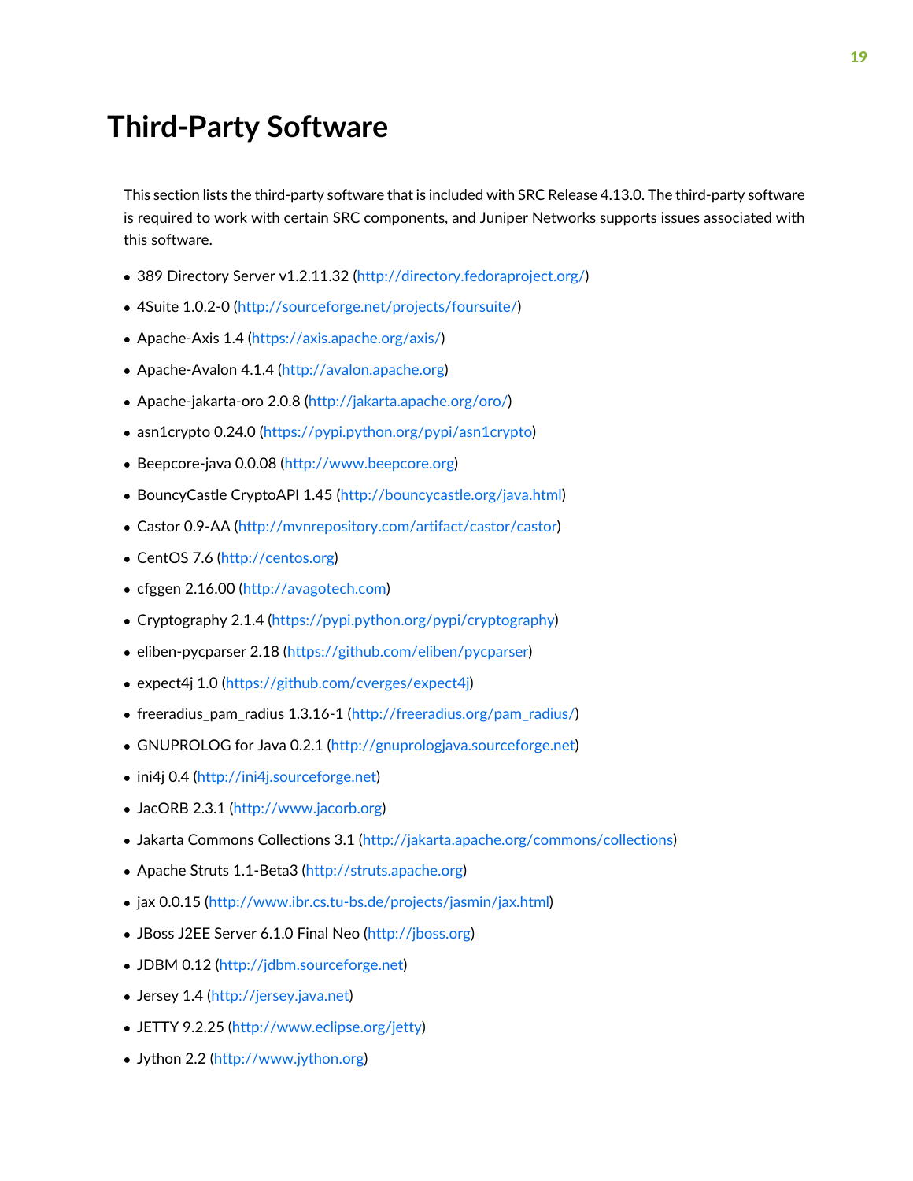# Third-Party Software

This section lists the third-party software that is included with SRC Release 4.13.0. The third-party software is required to work with certain SRC components, and Juniper Networks supports issues associated with this software.

- 389 Directory Server v1.2.11.32 (http://directory.fedoraproject.org/)
- 4Suite 1.0.2-0 (http://sourceforge.net/projects/foursuite/)
- Apache-Axis 1.4 (https://axis.apache.org/axis/)
- Apache-Avalon 4.1.4 (http://avalon.apache.org)
- Apache-jakarta-oro 2.0.8 (http://jakarta.apache.org/oro/)
- asn1crypto 0.24.0 (https://pypi.python.org/pypi/asn1crypto)
- Beepcore-java 0.0.08 (http://www.beepcore.org)
- BouncyCastle CryptoAPI 1.45 (http://bouncycastle.org/java.html)
- Castor 0.9-AA (http://mvnrepository.com/artifact/castor/castor)
- CentOS 7.6 (http://centos.org)
- cfggen 2.16.00 (http://avagotech.com)
- Cryptography 2.1.4 (https://pypi.python.org/pypi/cryptography)
- eliben-pycparser 2.18 (https://github.com/eliben/pycparser)
- expect4j 1.0 (https://github.com/cverges/expect4j)
- freeradius_pam_radius 1.3.16-1 (http://freeradius.org/pam_radius/)
- GNUPROLOG for Java 0.2.1 (http://gnuprologjava.sourceforge.net)
- ini4j 0.4 (http://ini4j.sourceforge.net)
- JacORB 2.3.1 (http://www.jacorb.org)
- Jakarta Commons Collections 3.1 (http://jakarta.apache.org/commons/collections)
- Apache Struts 1.1-Beta3 (http://struts.apache.org)
- jax 0.0.15 (http://www.ibr.cs.tu-bs.de/projects/jasmin/jax.html)
- JBoss J2EE Server 6.1.0 Final Neo (http://jboss.org)
- JDBM 0.12 (http://jdbm.sourceforge.net)
- Jersey 1.4 (http://jersey.java.net)
- JETTY 9.2.25 (http://www.eclipse.org/jetty)
- Jython 2.2 (http://www.jython.org)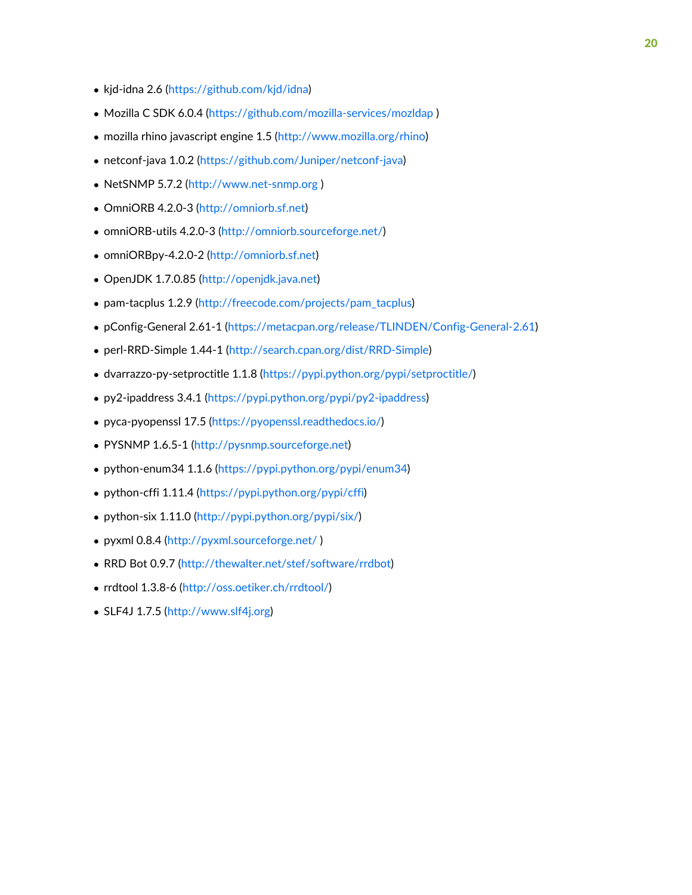- kjd-idna 2.6 (https://github.com/kjd/idna)
- Mozilla C SDK 6.0.4 (https://github.com/mozilla-services/mozldap )
- mozilla rhino javascript engine 1.5 (http://www.mozilla.org/rhino)
- netconf-java 1.0.2 (https://github.com/Juniper/netconf-java)
- NetSNMP 5.7.2 (http://www.net-snmp.org )
- OmniORB 4.2.0-3 (http://omniorb.sf.net)
- omniORB-utils 4.2.0-3 (http://omniorb.sourceforge.net/)
- omniORBpy-4.2.0-2 (http://omniorb.sf.net)
- OpenJDK 1.7.0.85 (http://openjdk.java.net)
- pam-tacplus 1.2.9 (http://freecode.com/projects/pam_tacplus)
- pConfig-General 2.61-1 (https://metacpan.org/release/TLINDEN/Config-General-2.61)
- perl-RRD-Simple 1.44-1 (http://search.cpan.org/dist/RRD-Simple)
- dvarrazzo-py-setproctitle 1.1.8 (https://pypi.python.org/pypi/setproctitle/)
- py2-ipaddress 3.4.1 (https://pypi.python.org/pypi/py2-ipaddress)
- pyca-pyopenssl 17.5 (https://pyopenssl.readthedocs.io/)
- PYSNMP 1.6.5-1 (http://pysnmp.sourceforge.net)
- python-enum34 1.1.6 (https://pypi.python.org/pypi/enum34)
- python-cffi 1.11.4 (https://pypi.python.org/pypi/cffi)
- python-six 1.11.0 (http://pypi.python.org/pypi/six/)
- pyxml 0.8.4 (http://pyxml.sourceforge.net/ )
- RRD Bot 0.9.7 (http://thewalter.net/stef/software/rrdbot)
- rrdtool 1.3.8-6 (http://oss.oetiker.ch/rrdtool/)
- SLF4J 1.7.5 (http://www.slf4j.org)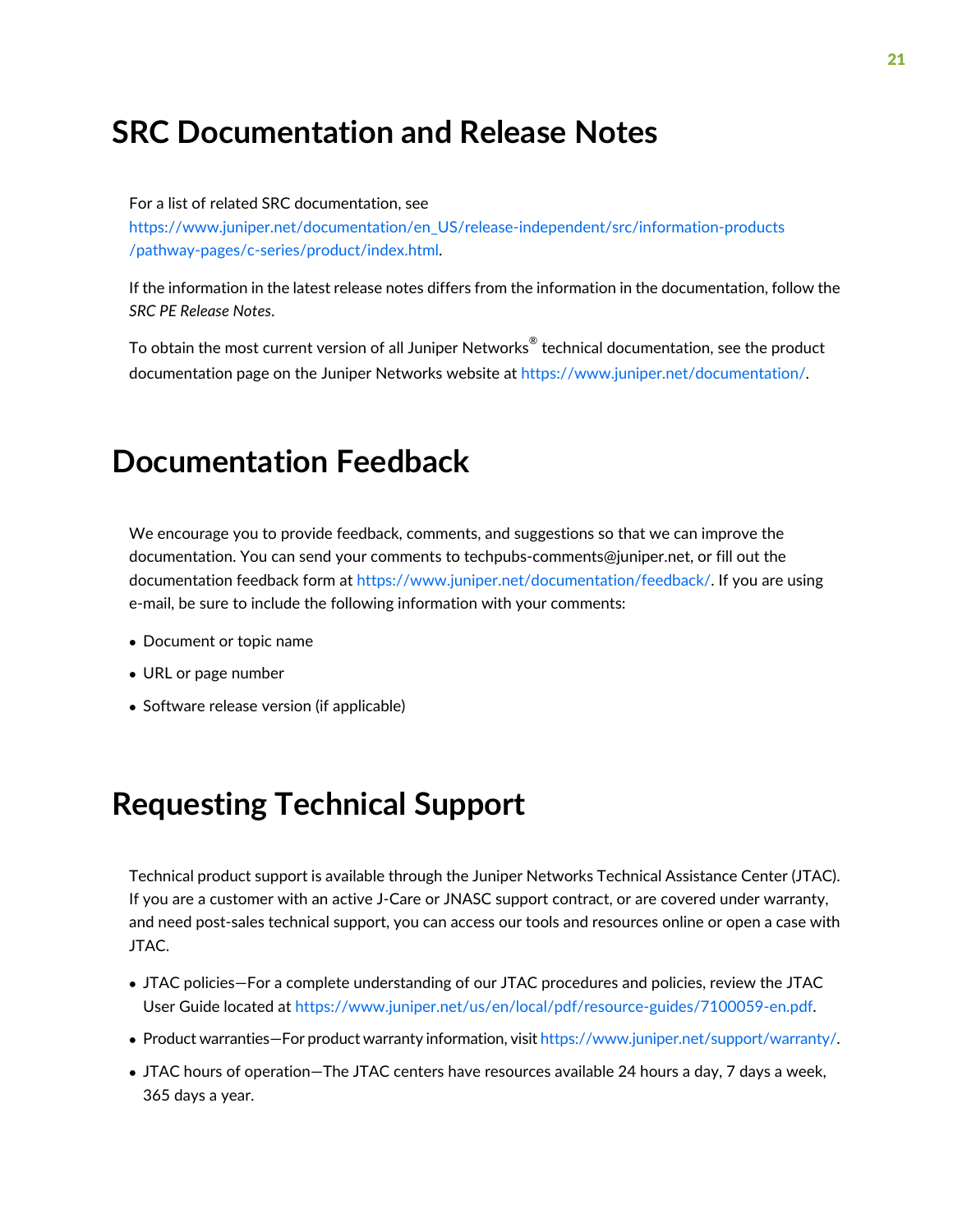# SRC Documentation and Release Notes

For a list of related SRC documentation, see https://www.juniper.net/documentation/en_US/release-independent/src/information-products/pathway-pages/c-series/product/index.html.

If the information in the latest release notes differs from the information in the documentation, follow the *SRC PE Release Notes*.

To obtain the most current version of all Juniper Networks® technical documentation, see the product documentation page on the Juniper Networks website at https://www.juniper.net/documentation/.

# Documentation Feedback

We encourage you to provide feedback, comments, and suggestions so that we can improve the documentation. You can send your comments to techpubs-comments@juniper.net, or fill out the documentation feedback form at https://www.juniper.net/documentation/feedback/. If you are using e-mail, be sure to include the following information with your comments:

- Document or topic name
- URL or page number
- Software release version (if applicable)

# Requesting Technical Support

Technical product support is available through the Juniper Networks Technical Assistance Center (JTAC). If you are a customer with an active J-Care or JNASC support contract, or are covered under warranty, and need post-sales technical support, you can access our tools and resources online or open a case with JTAC.

- JTAC policies—For a complete understanding of our JTAC procedures and policies, review the JTAC User Guide located at https://www.juniper.net/us/en/local/pdf/resource-guides/7100059-en.pdf.
- Product warranties—For product warranty information, visit https://www.juniper.net/support/warranty/.
- JTAC hours of operation—The JTAC centers have resources available 24 hours a day, 7 days a week, 365 days a year.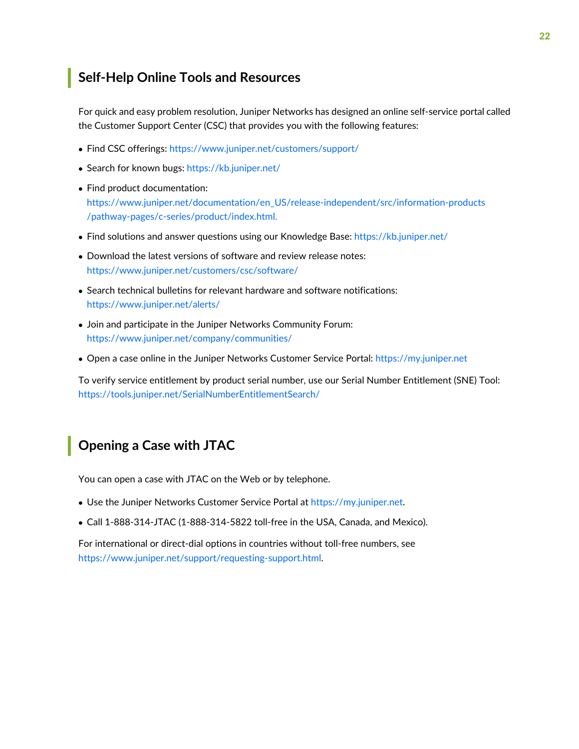## Self-Help Online Tools and Resources

For quick and easy problem resolution, Juniper Networks has designed an online self-service portal called the Customer Support Center (CSC) that provides you with the following features:

- Find CSC offerings: https://www.juniper.net/customers/support/
- Search for known bugs: https://kb.juniper.net/
- Find product documentation: https://www.juniper.net/documentation/en_US/release-independent/src/information-products/pathway-pages/c-series/product/index.html.
- Find solutions and answer questions using our Knowledge Base: https://kb.juniper.net/
- Download the latest versions of software and review release notes: https://www.juniper.net/customers/csc/software/
- Search technical bulletins for relevant hardware and software notifications: https://www.juniper.net/alerts/
- Join and participate in the Juniper Networks Community Forum: https://www.juniper.net/company/communities/
- Open a case online in the Juniper Networks Customer Service Portal: https://my.juniper.net

To verify service entitlement by product serial number, use our Serial Number Entitlement (SNE) Tool: https://tools.juniper.net/SerialNumberEntitlementSearch/

## Opening a Case with JTAC

You can open a case with JTAC on the Web or by telephone.

- Use the Juniper Networks Customer Service Portal at https://my.juniper.net.
- Call 1-888-314-JTAC (1-888-314-5822 toll-free in the USA, Canada, and Mexico).

For international or direct-dial options in countries without toll-free numbers, see https://www.juniper.net/support/requesting-support.html.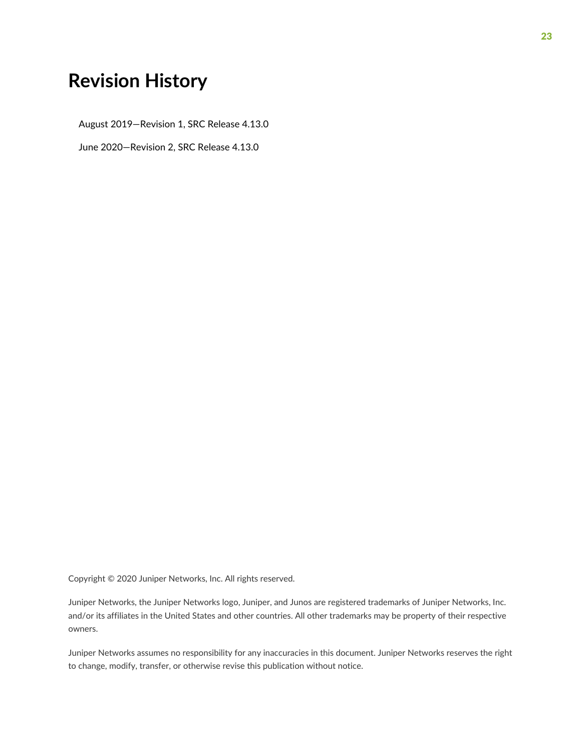# Revision History

August 2019—Revision 1, SRC Release 4.13.0

June 2020—Revision 2, SRC Release 4.13.0

Copyright © 2020 Juniper Networks, Inc. All rights reserved.

Juniper Networks, the Juniper Networks logo, Juniper, and Junos are registered trademarks of Juniper Networks, Inc. and/or its affiliates in the United States and other countries. All other trademarks may be property of their respective owners.

Juniper Networks assumes no responsibility for any inaccuracies in this document. Juniper Networks reserves the right to change, modify, transfer, or otherwise revise this publication without notice.